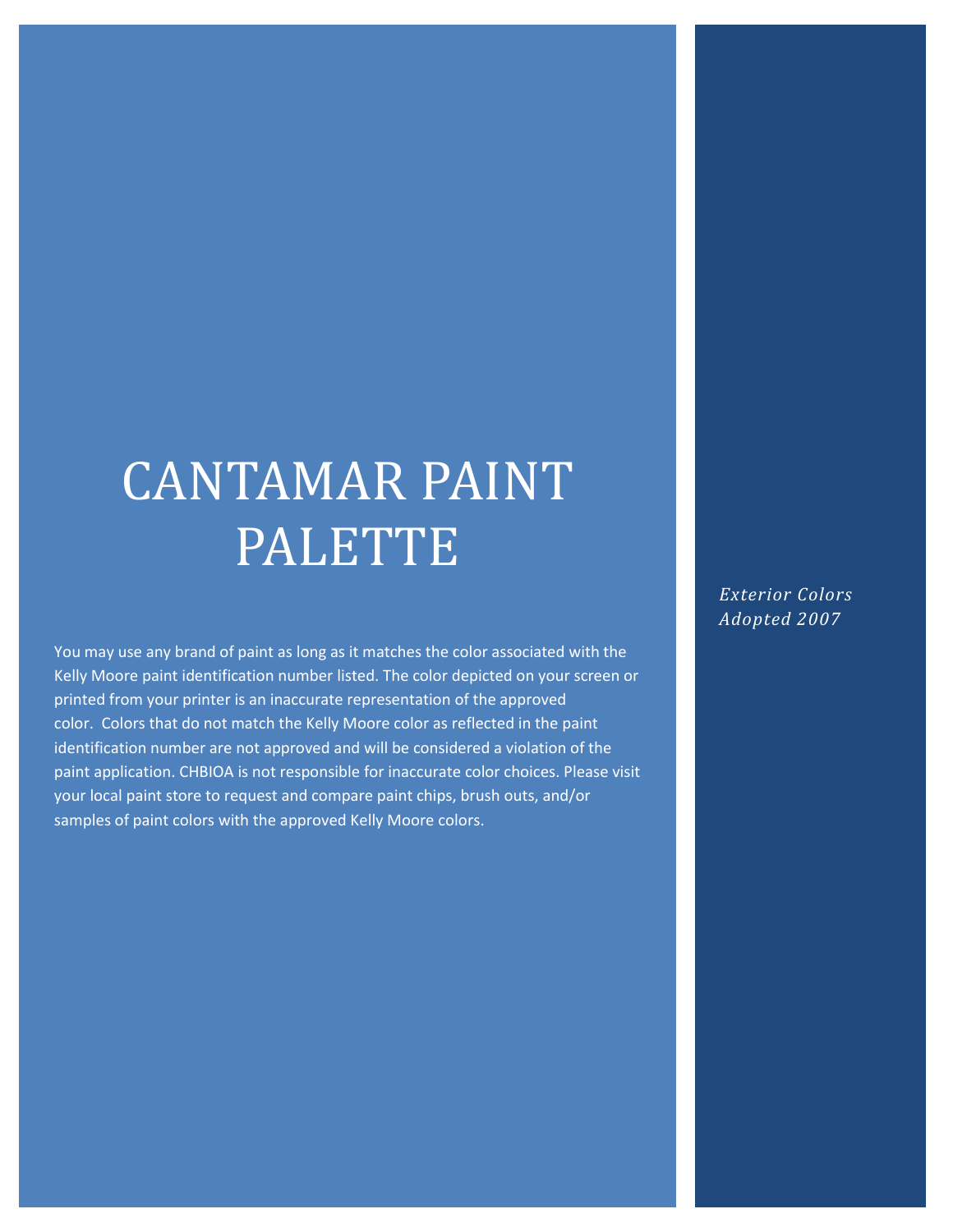# CANTAMAR PAINT PALETTE

You may use any brand of paint as long as it matches the color associated with the Kelly Moore paint identification number listed. The color depicted on your screen or printed from your printer is an inaccurate representation of the approved color. Colors that do not match the Kelly Moore color as reflected in the paint identification number are not approved and will be considered a violation of the paint application. CHBIOA is not responsible for inaccurate color choices. Please visit your local paint store to request and compare paint chips, brush outs, and/or samples of paint colors with the approved Kelly Moore colors.

*Exterior Colors Adopted 2007*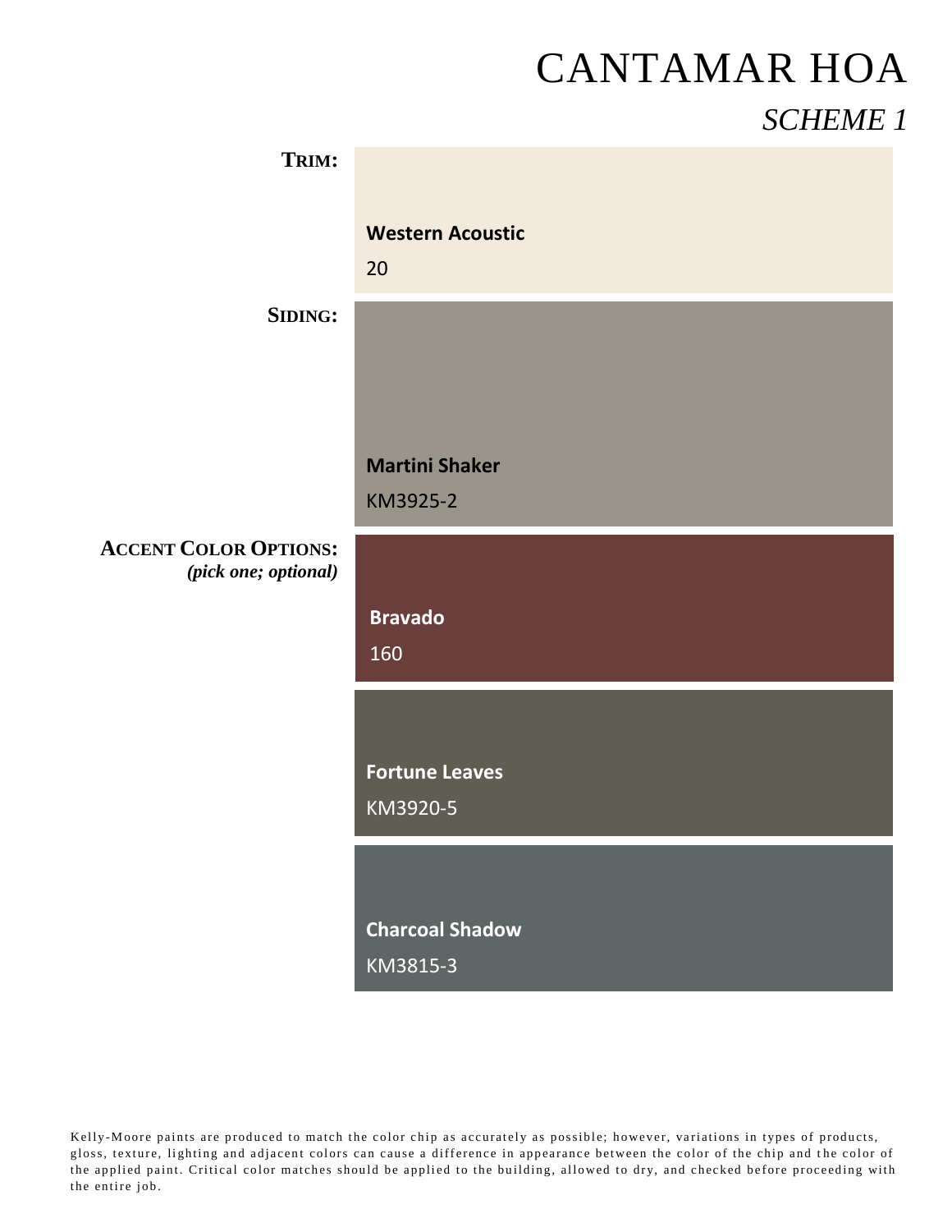# CANTAMAR HOA

## *SCHEME 1*

**TRIM:**

**Western Acoustic**

20

**SIDING:**

**Martini Shaker**

KM3925-2

**ACCENT COLOR OPTIONS:**
***(pick one; optional)***

**Bravado**

160

**Fortune Leaves**

KM3920-5

**Charcoal Shadow**

KM3815-3

Kelly-Moore paints are produced to match the color chip as accurately as possible; however, variations in types of products, gloss, texture, lighting and adjacent colors can cause a difference in appearance between the color of the chip and the color of the applied paint. Critical color matches should be applied to the building, allowed to dry, and checked before proceeding with the entire job.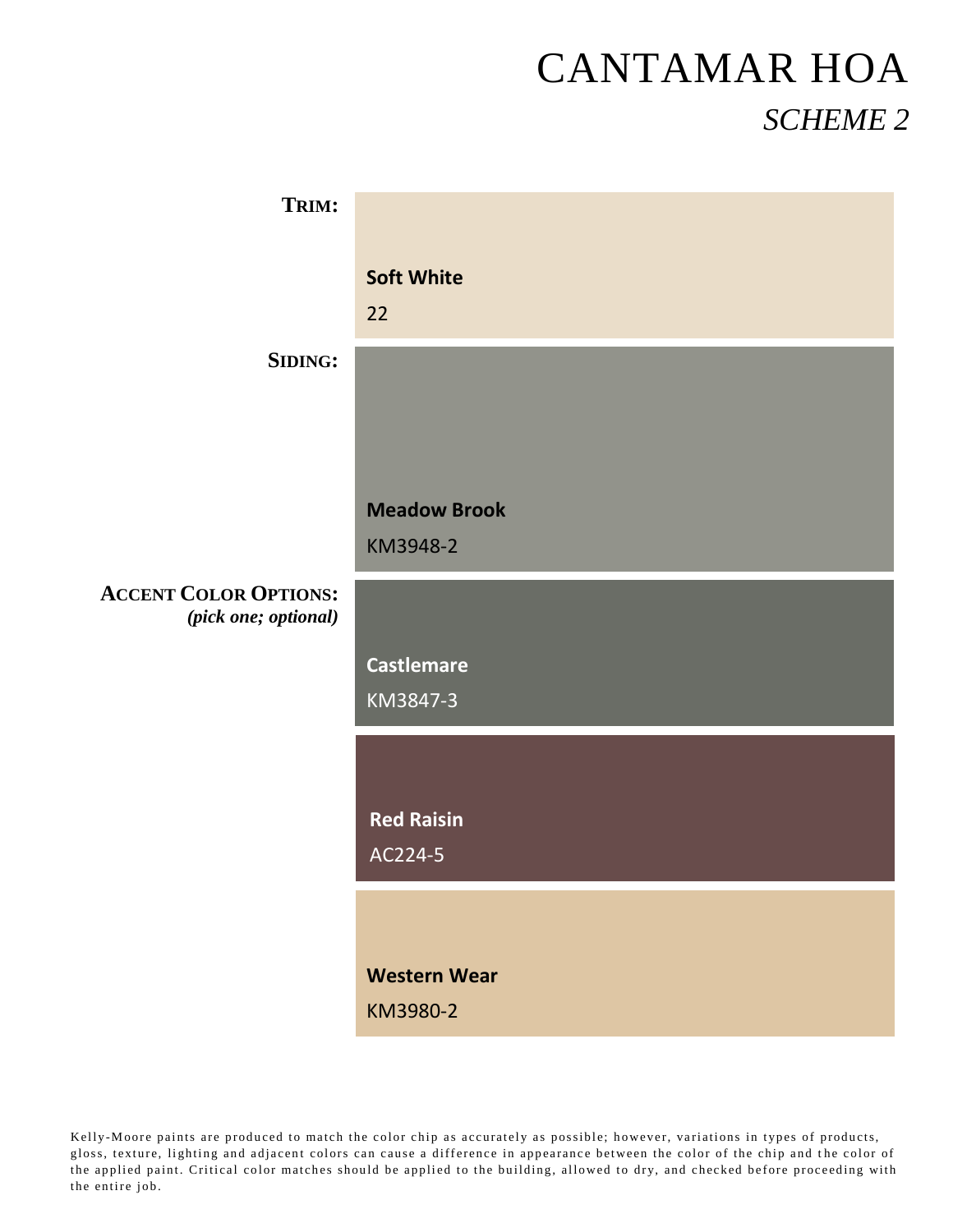# CANTAMAR HOA

## *SCHEME 2*

**TRIM:**

**Soft White**
22

**SIDING:**

**Meadow Brook**
KM3948-2

**ACCENT COLOR OPTIONS:**
***(pick one; optional)***

**Castlemare**
KM3847-3

**Red Raisin**
AC224-5

**Western Wear**
KM3980-2

Kelly-Moore paints are produced to match the color chip as accurately as possible; however, variations in types of products, gloss, texture, lighting and adjacent colors can cause a difference in appearance between the color of the chip and the color of the applied paint. Critical color matches should be applied to the building, allowed to dry, and checked before proceeding with the entire job.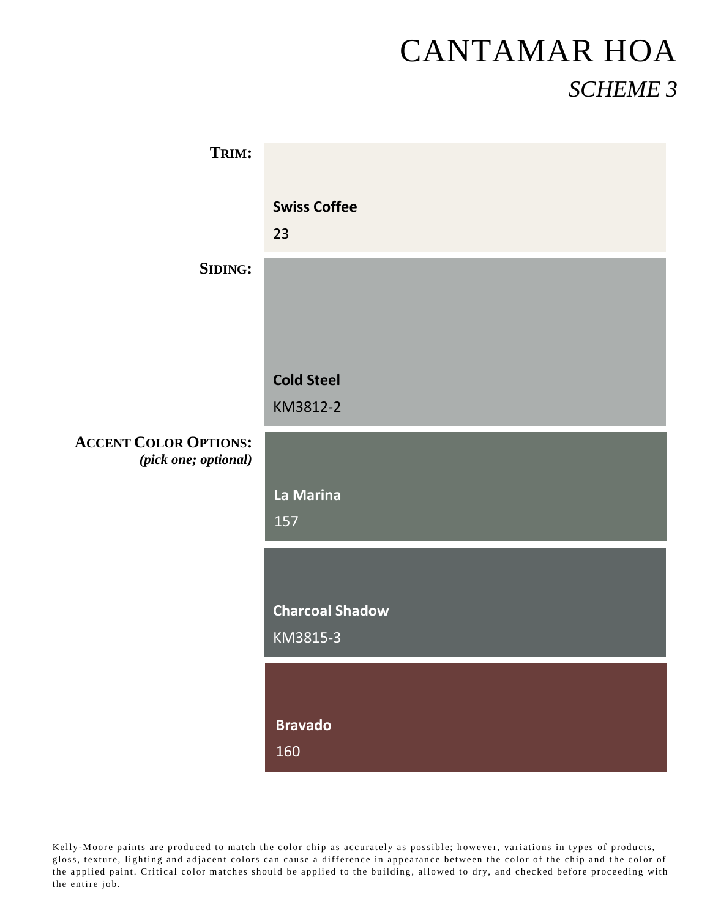# CANTAMAR HOA

## *SCHEME 3*

**TRIM:**

**Swiss Coffee**

23

**SIDING:**

**Cold Steel**

KM3812-2

**ACCENT COLOR OPTIONS:**
***(pick one; optional)***

**La Marina**

157

**Charcoal Shadow**

KM3815-3

**Bravado**

160

Kelly-Moore paints are produced to match the color chip as accurately as possible; however, variations in types of products, gloss, texture, lighting and adjacent colors can cause a difference in appearance between the color of the chip and the color of the applied paint. Critical color matches should be applied to the building, allowed to dry, and checked before proceeding with the entire job.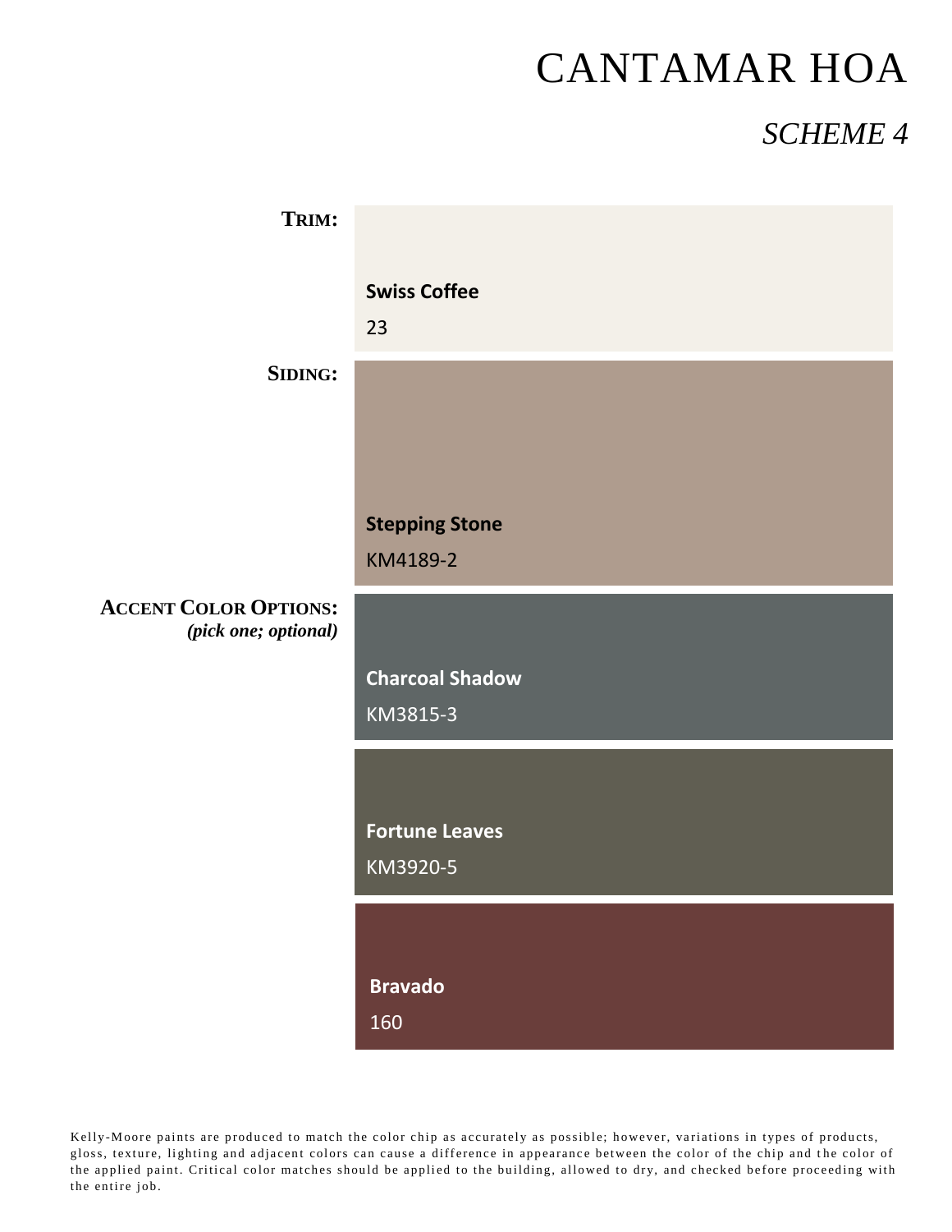# CANTAMAR HOA

## *SCHEME 4*

**TRIM:**

**Swiss Coffee**

23

**SIDING:**

**Stepping Stone**

KM4189-2

**ACCENT COLOR OPTIONS:**
***(pick one; optional)***

**Charcoal Shadow**

KM3815-3

**Fortune Leaves**

KM3920-5

**Bravado**

160

Kelly-Moore paints are produced to match the color chip as accurately as possible; however, variations in types of products, gloss, texture, lighting and adjacent colors can cause a difference in appearance between the color of the chip and the color of the applied paint. Critical color matches should be applied to the building, allowed to dry, and checked before proceeding with the entire job.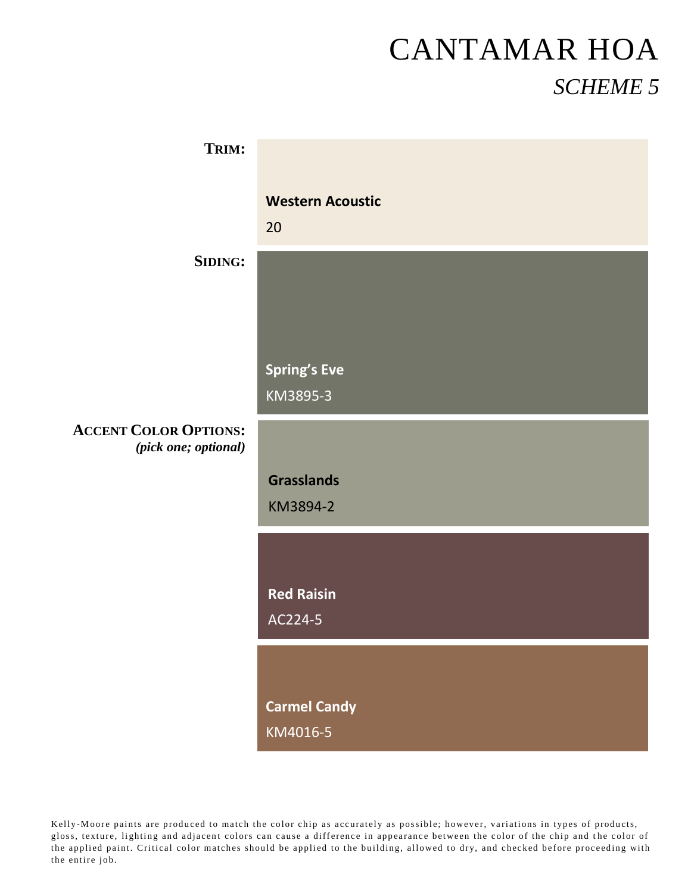# CANTAMAR HOA

## *SCHEME 5*

**TRIM:**

**Western Acoustic**

20

**SIDING:**

**Spring's Eve**

KM3895-3

**ACCENT COLOR OPTIONS:**
***(pick one; optional)***

**Grasslands**

KM3894-2

**Red Raisin**

AC224-5

**Carmel Candy**

KM4016-5

Kelly-Moore paints are produced to match the color chip as accurately as possible; however, variations in types of products, gloss, texture, lighting and adjacent colors can cause a difference in appearance between the color of the chip and the color of the applied paint. Critical color matches should be applied to the building, allowed to dry, and checked before proceeding with the entire job.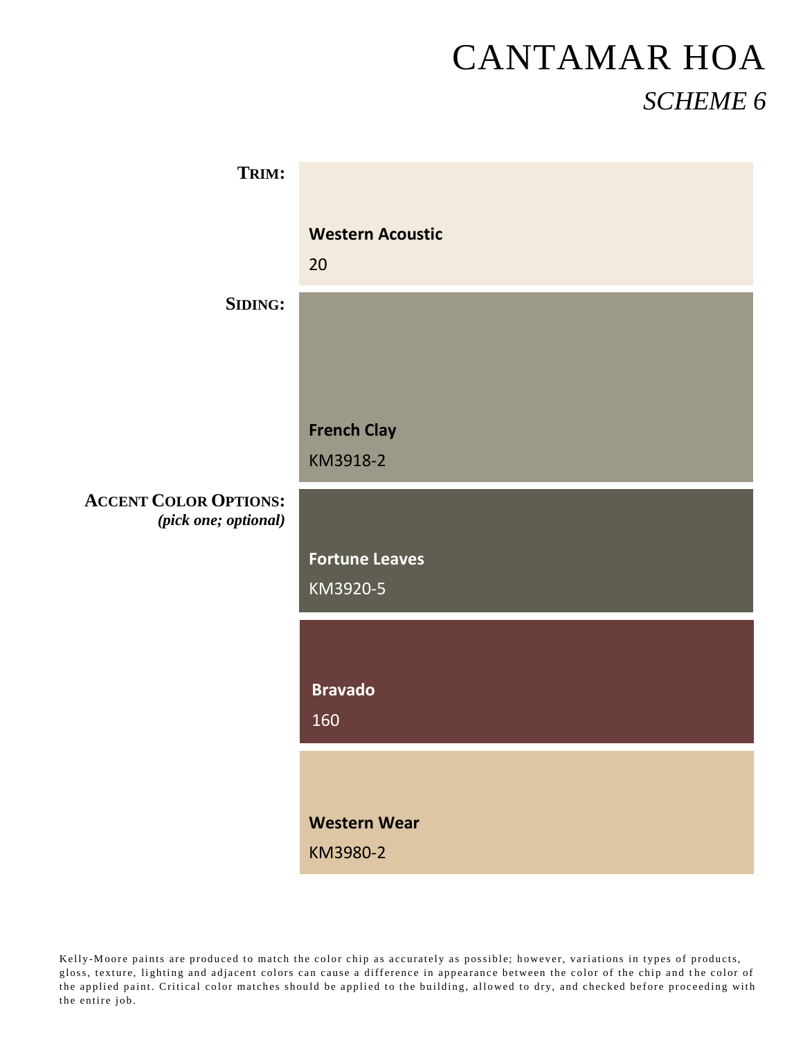# CANTAMAR HOA

## *SCHEME 6*

**TRIM:**

**Western Acoustic**

20

**SIDING:**

**French Clay**

KM3918-2

**ACCENT COLOR OPTIONS:**
***(pick one; optional)***

**Fortune Leaves**

KM3920-5

**Bravado**

160

**Western Wear**

KM3980-2

Kelly-Moore paints are produced to match the color chip as accurately as possible; however, variations in types of products, gloss, texture, lighting and adjacent colors can cause a difference in appearance between the color of the chip and the color of the applied paint. Critical color matches should be applied to the building, allowed to dry, and checked before proceeding with the entire job.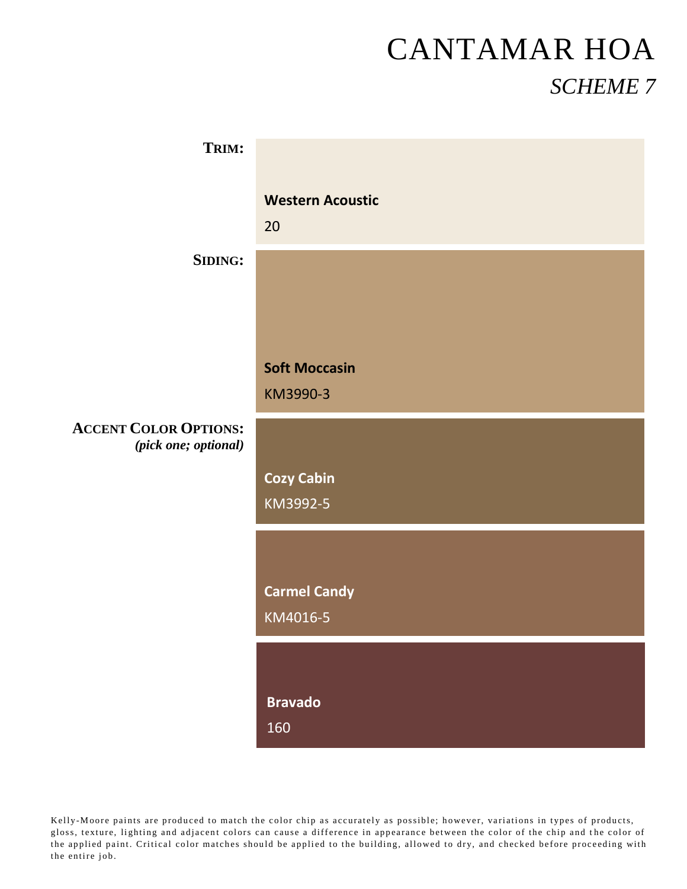# CANTAMAR HOA

## *SCHEME 7*

**TRIM:**

**Western Acoustic**

20

**SIDING:**

**Soft Moccasin**

KM3990-3

**ACCENT COLOR OPTIONS:**
***(pick one; optional)***

**Cozy Cabin**

KM3992-5

**Carmel Candy**

KM4016-5

**Bravado**

160

Kelly-Moore paints are produced to match the color chip as accurately as possible; however, variations in types of products, gloss, texture, lighting and adjacent colors can cause a difference in appearance between the color of the chip and the color of the applied paint. Critical color matches should be applied to the building, allowed to dry, and checked before proceeding with the entire job.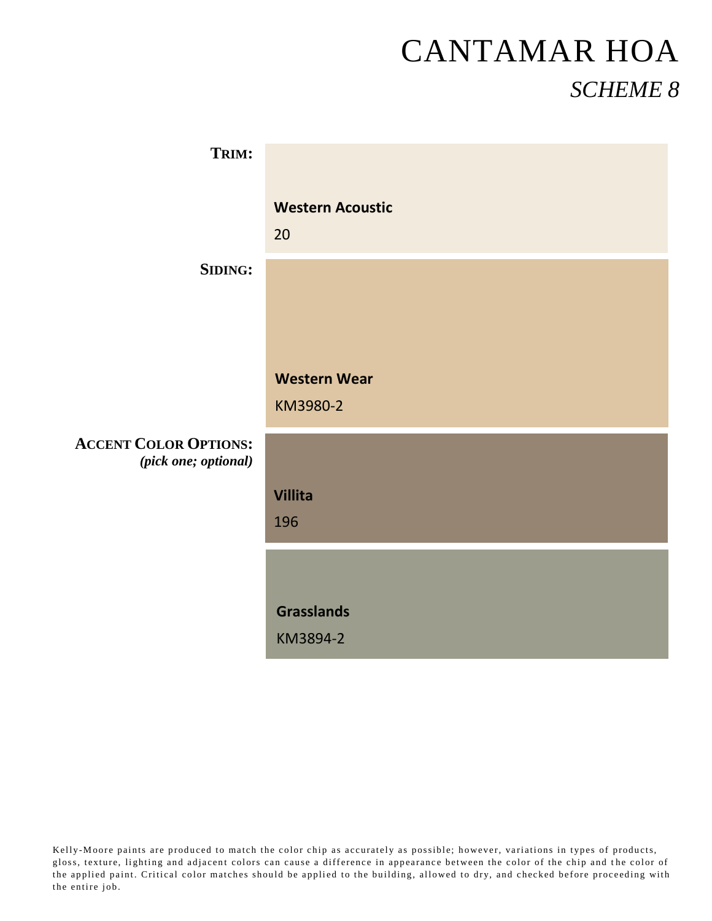# CANTAMAR HOA

## *SCHEME 8*

**TRIM:**

**Western Acoustic**

20

**SIDING:**

**Western Wear**

KM3980-2

**ACCENT COLOR OPTIONS:**
***(pick one; optional)***

**Villita**

196

**Grasslands**

KM3894-2

Kelly-Moore paints are produced to match the color chip as accurately as possible; however, variations in types of products, gloss, texture, lighting and adjacent colors can cause a difference in appearance between the color of the chip and the color of the applied paint. Critical color matches should be applied to the building, allowed to dry, and checked before proceeding with the entire job.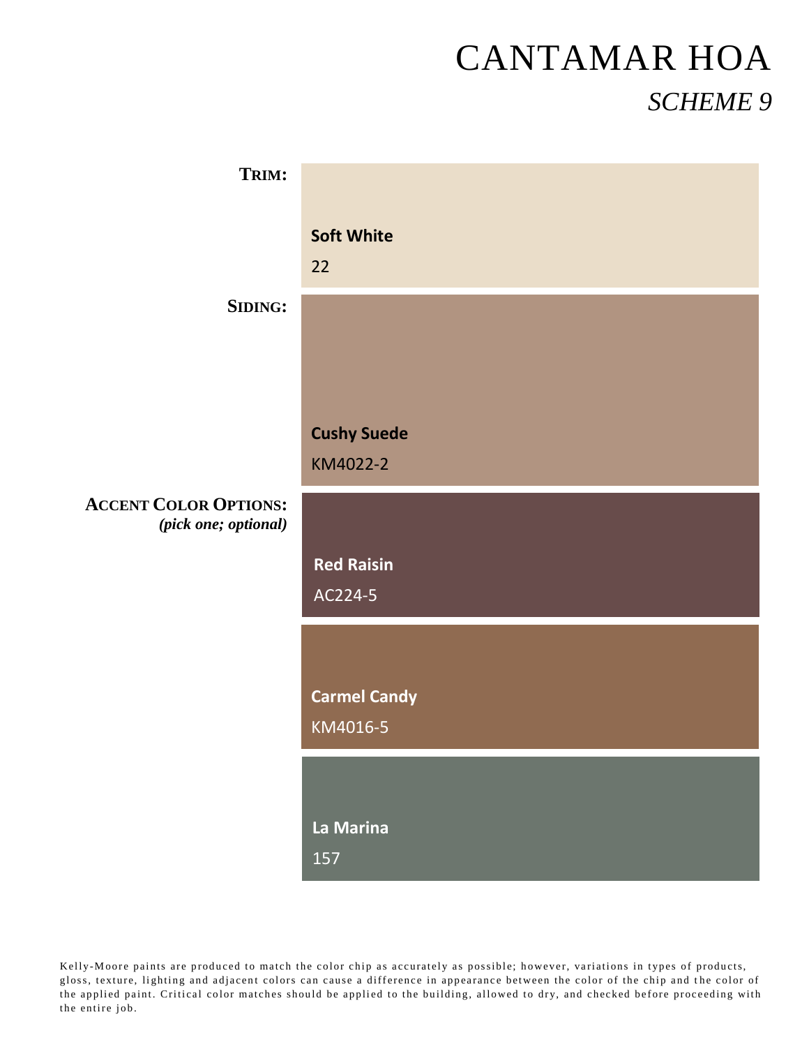# CANTAMAR HOA

## *SCHEME 9*

**TRIM:**

**Soft White**

22

**SIDING:**

**Cushy Suede**

KM4022-2

**ACCENT COLOR OPTIONS:**
***(pick one; optional)***

**Red Raisin**

AC224-5

**Carmel Candy**

KM4016-5

**La Marina**

157

Kelly-Moore paints are produced to match the color chip as accurately as possible; however, variations in types of products, gloss, texture, lighting and adjacent colors can cause a difference in appearance between the color of the chip and the color of the applied paint. Critical color matches should be applied to the building, allowed to dry, and checked before proceeding with the entire job.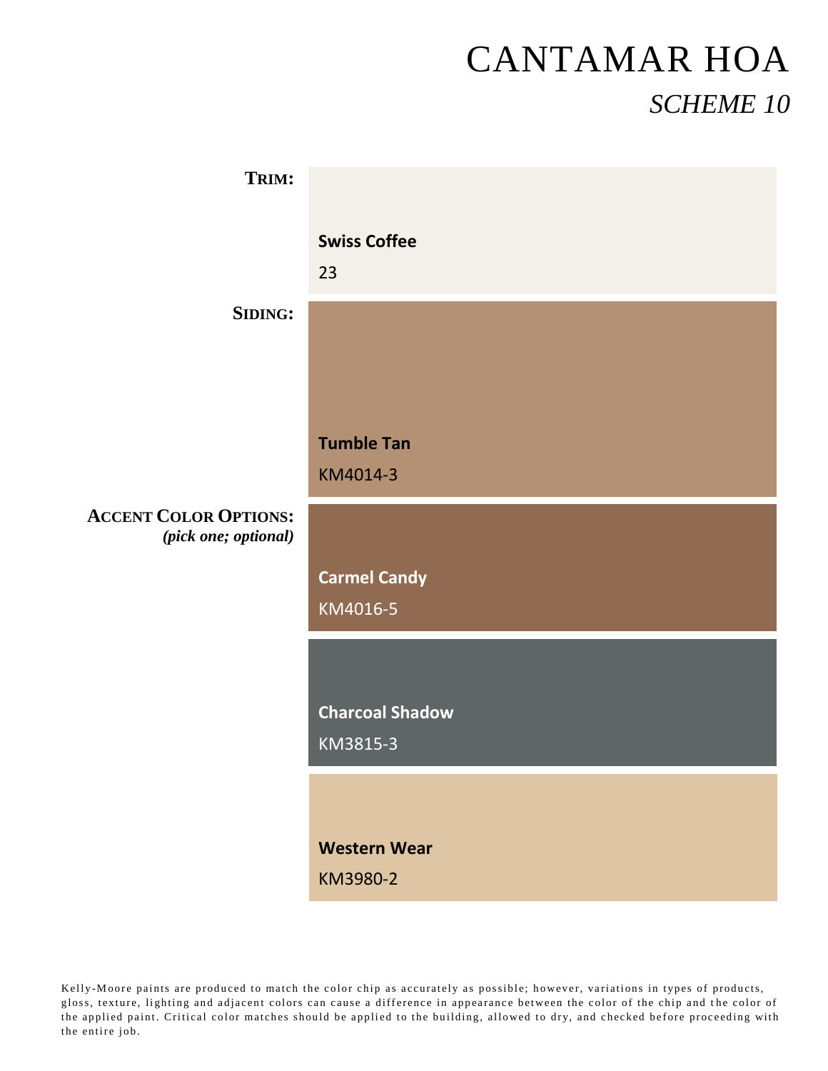# CANTAMAR HOA

## *SCHEME 10*

**TRIM:**

**Swiss Coffee**

23

**SIDING:**

**Tumble Tan**

KM4014-3

**ACCENT COLOR OPTIONS:**
***(pick one; optional)***

**Carmel Candy**

KM4016-5

**Charcoal Shadow**

KM3815-3

**Western Wear**

KM3980-2

Kelly-Moore paints are produced to match the color chip as accurately as possible; however, variations in types of products, gloss, texture, lighting and adjacent colors can cause a difference in appearance between the color of the chip and the color of the applied paint. Critical color matches should be applied to the building, allowed to dry, and checked before proceeding with the entire job.